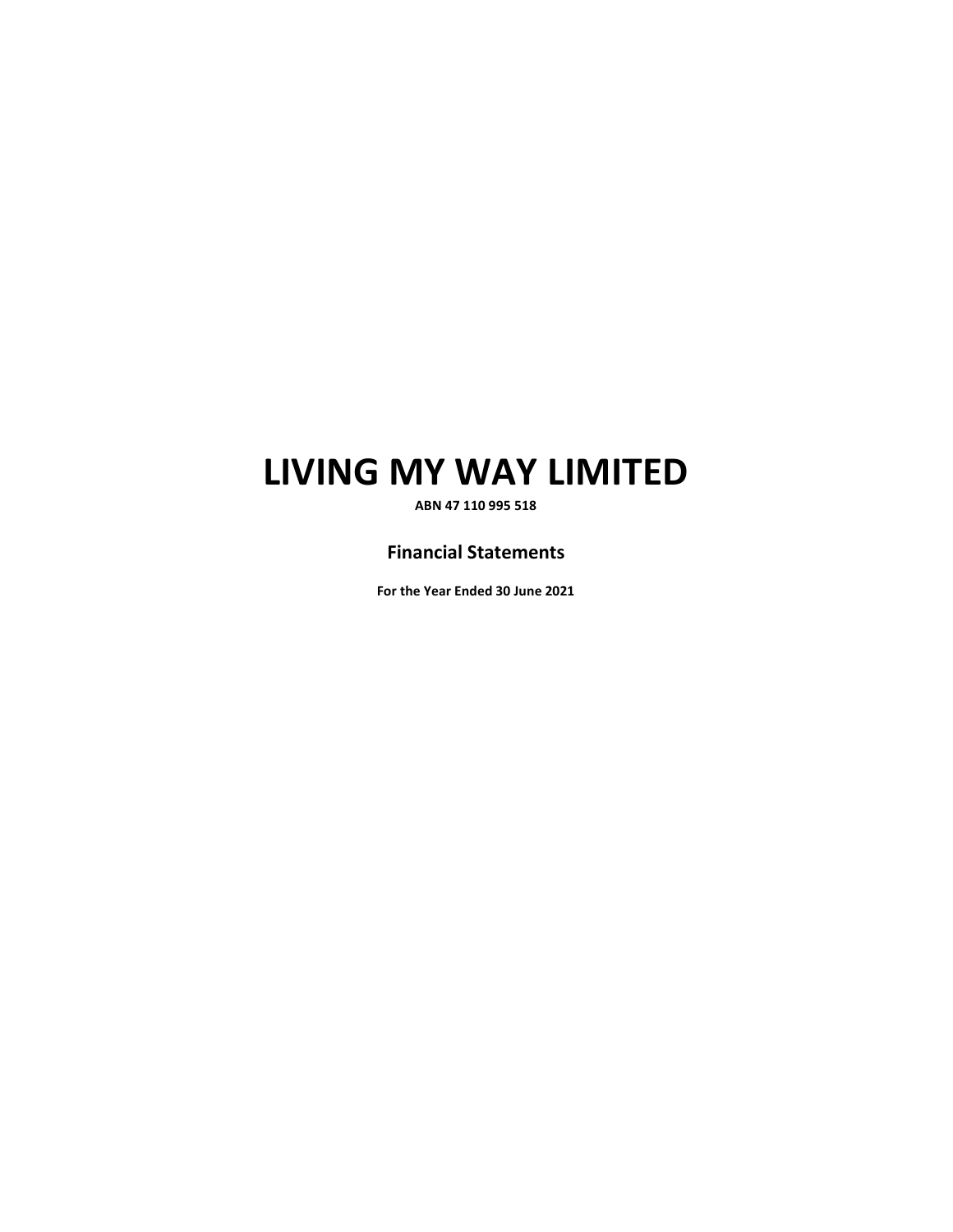# LIVING MY WAY LIMITED

**ABN 47 110 995 518**

## Financial Statements

**For the Year Ended 30 June 2021**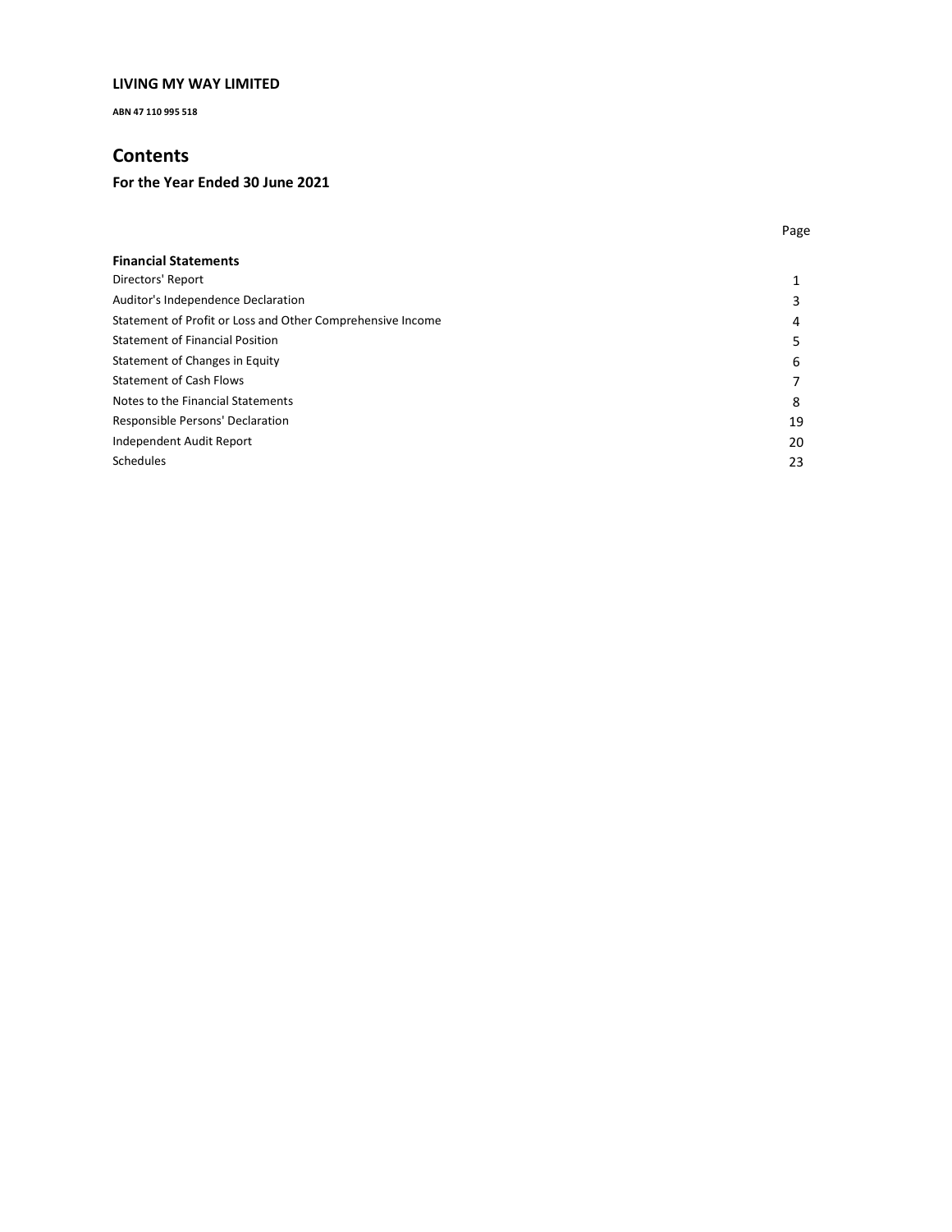**LIVING MY WAY LIMITED**

**ABN 47 110 995 518**

## Contents

### For the Year Ended 30 June 2021

| | Page |
|---|---|
| **Financial Statements** | |
| Directors' Report | 1 |
| Auditor's Independence Declaration | 3 |
| Statement of Profit or Loss and Other Comprehensive Income | 4 |
| Statement of Financial Position | 5 |
| Statement of Changes in Equity | 6 |
| Statement of Cash Flows | 7 |
| Notes to the Financial Statements | 8 |
| Responsible Persons' Declaration | 19 |
| Independent Audit Report | 20 |
| Schedules | 23 |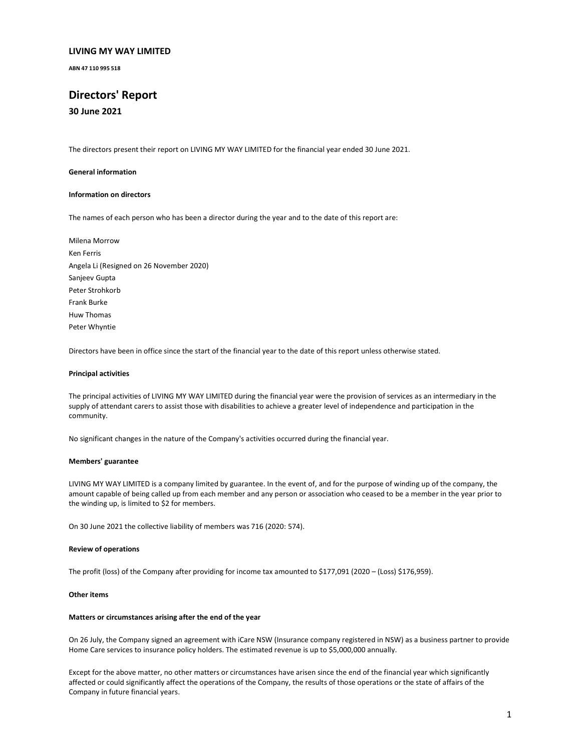# LIVING MY WAY LIMITED

ABN 47 110 995 518

## Directors' Report

### 30 June 2021

The directors present their report on LIVING MY WAY LIMITED for the financial year ended 30 June 2021.

**General information**

**Information on directors**

The names of each person who has been a director during the year and to the date of this report are:

Milena Morrow
Ken Ferris
Angela Li (Resigned on 26 November 2020)
Sanjeev Gupta
Peter Strohkorb
Frank Burke
Huw Thomas
Peter Whyntie

Directors have been in office since the start of the financial year to the date of this report unless otherwise stated.

**Principal activities**

The principal activities of LIVING MY WAY LIMITED during the financial year were the provision of services as an intermediary in the supply of attendant carers to assist those with disabilities to achieve a greater level of independence and participation in the community.

No significant changes in the nature of the Company's activities occurred during the financial year.

**Members' guarantee**

LIVING MY WAY LIMITED is a company limited by guarantee. In the event of, and for the purpose of winding up of the company, the amount capable of being called up from each member and any person or association who ceased to be a member in the year prior to the winding up, is limited to $2 for members.

On 30 June 2021 the collective liability of members was 716 (2020: 574).

**Review of operations**

The profit (loss) of the Company after providing for income tax amounted to $177,091 (2020 – (Loss) $176,959).

**Other items**

**Matters or circumstances arising after the end of the year**

On 26 July, the Company signed an agreement with iCare NSW (Insurance company registered in NSW) as a business partner to provide Home Care services to insurance policy holders. The estimated revenue is up to $5,000,000 annually.

Except for the above matter, no other matters or circumstances have arisen since the end of the financial year which significantly affected or could significantly affect the operations of the Company, the results of those operations or the state of affairs of the Company in future financial years.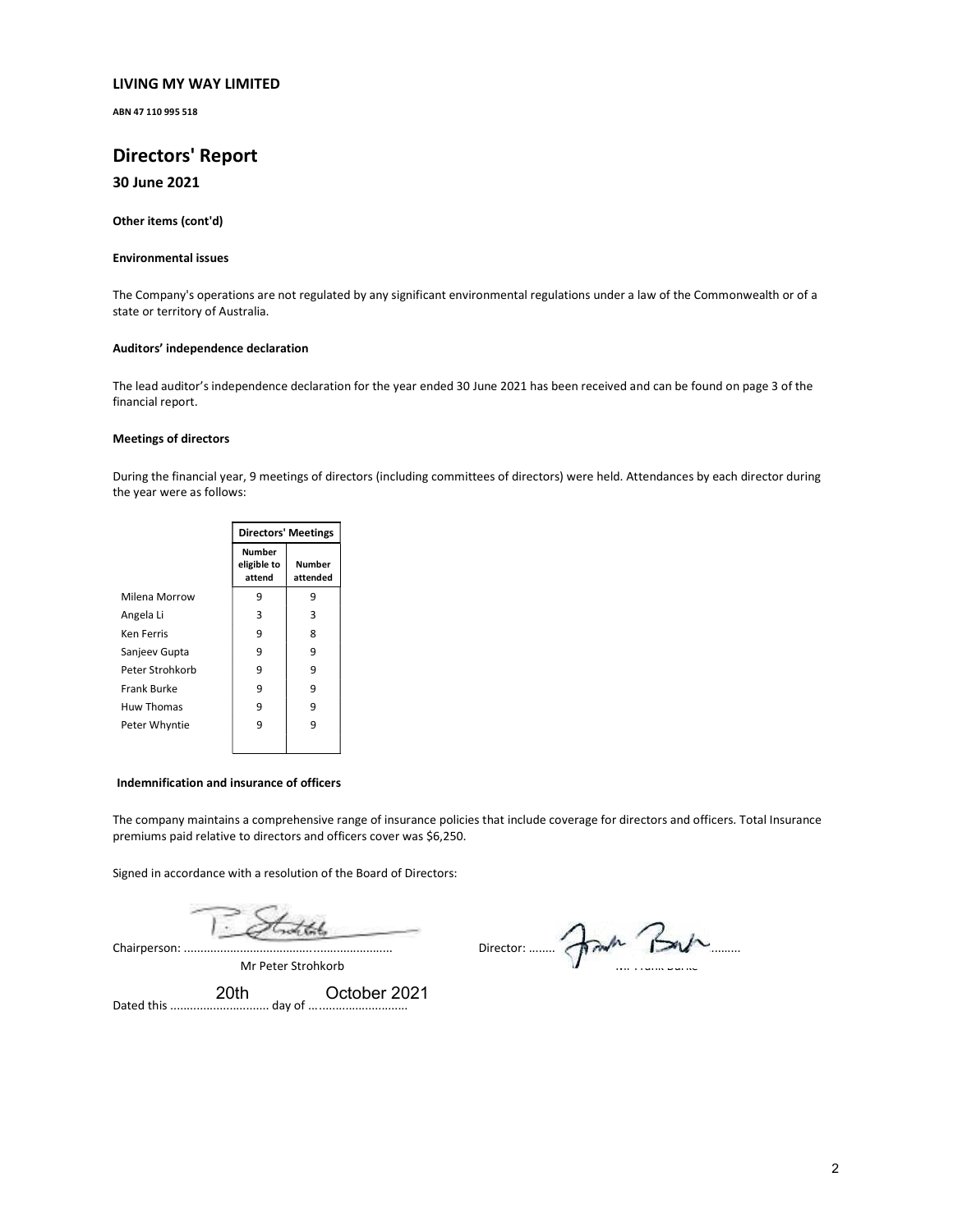# LIVING MY WAY LIMITED

**ABN 47 110 995 518**

## Directors' Report

### 30 June 2021

**Other items (cont'd)**

**Environmental issues**

The Company's operations are not regulated by any significant environmental regulations under a law of the Commonwealth or of a state or territory of Australia.

**Auditors' independence declaration**

The lead auditor's independence declaration for the year ended 30 June 2021 has been received and can be found on page 3 of the financial report.

**Meetings of directors**

During the financial year, 9 meetings of directors (including committees of directors) were held. Attendances by each director during the year were as follows:

| | Directors' Meetings | |
|---|---|---|
| | Number eligible to attend | Number attended |
| Milena Morrow | 9 | 9 |
| Angela Li | 3 | 3 |
| Ken Ferris | 9 | 8 |
| Sanjeev Gupta | 9 | 9 |
| Peter Strohkorb | 9 | 9 |
| Frank Burke | 9 | 9 |
| Huw Thomas | 9 | 9 |
| Peter Whyntie | 9 | 9 |

**Indemnification and insurance of officers**

The company maintains a comprehensive range of insurance policies that include coverage for directors and officers. Total Insurance premiums paid relative to directors and officers cover was $6,250.

Signed in accordance with a resolution of the Board of Directors:

Chairperson: ............................................................ Director: ........................................

Mr Peter Strohkorb Mr Frank Burke

Dated this 20th day of October 2021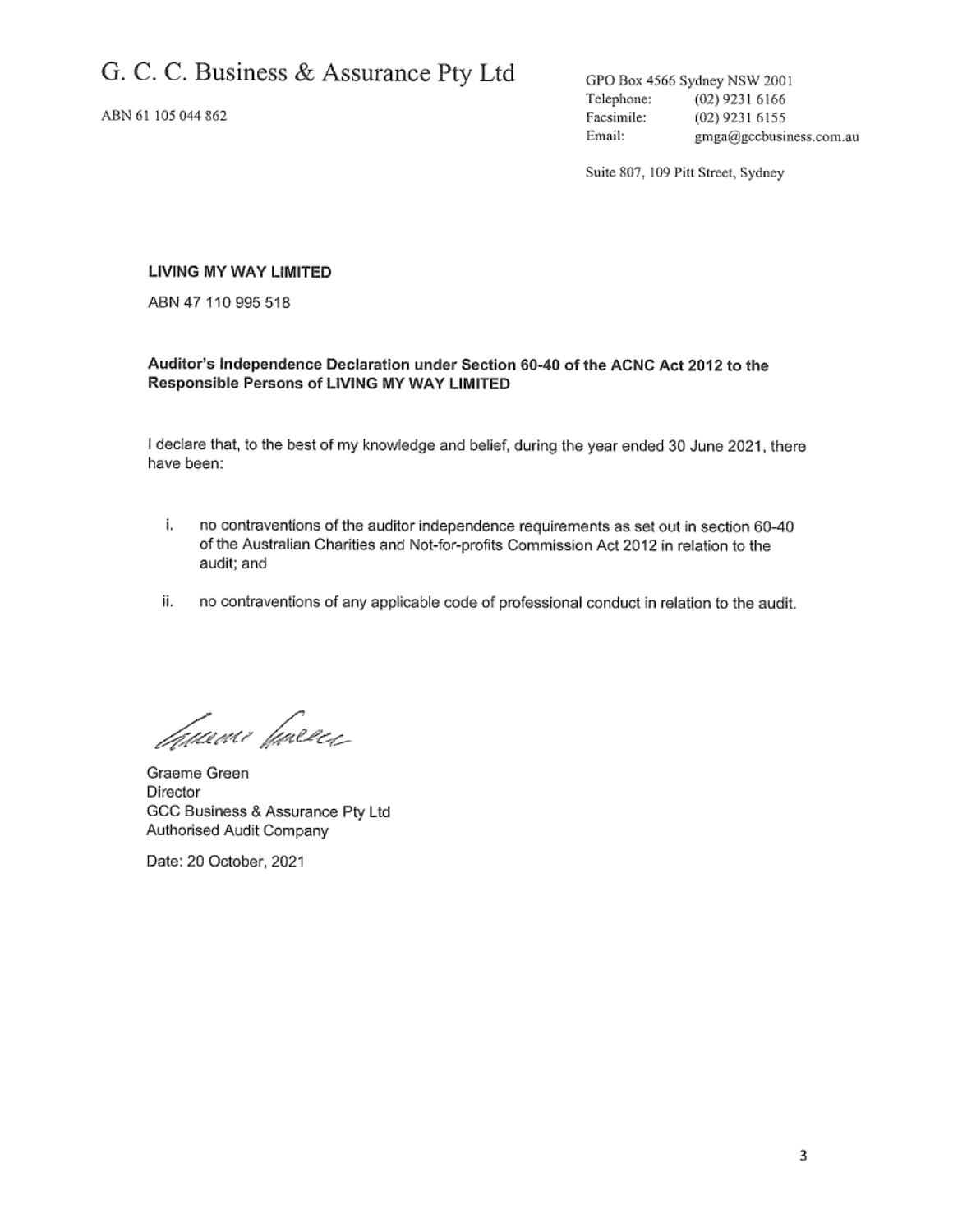# G. C. C. Business & Assurance Pty Ltd

ABN 61 105 044 862

GPO Box 4566 Sydney NSW 2001
Telephone: (02) 9231 6166
Facsimile: (02) 9231 6155
Email: gmga@gccbusiness.com.au

Suite 807, 109 Pitt Street, Sydney

**LIVING MY WAY LIMITED**

ABN 47 110 995 518

**Auditor's Independence Declaration under Section 60-40 of the ACNC Act 2012 to the Responsible Persons of LIVING MY WAY LIMITED**

I declare that, to the best of my knowledge and belief, during the year ended 30 June 2021, there have been:

i. no contraventions of the auditor independence requirements as set out in section 60-40 of the Australian Charities and Not-for-profits Commission Act 2012 in relation to the audit; and

ii. no contraventions of any applicable code of professional conduct in relation to the audit.

Graeme Green
Director
GCC Business & Assurance Pty Ltd
Authorised Audit Company

Date: 20 October, 2021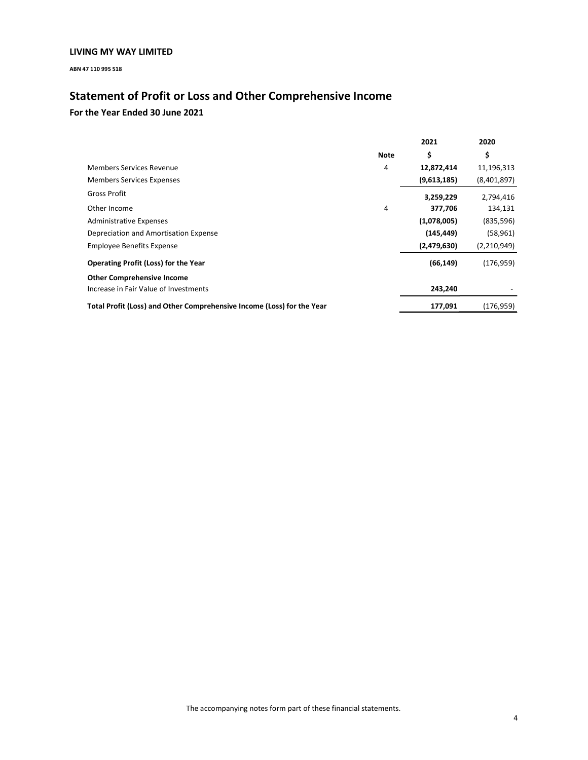**LIVING MY WAY LIMITED**

**ABN 47 110 995 518**

# Statement of Profit or Loss and Other Comprehensive Income

## For the Year Ended 30 June 2021

| | Note | 2021 $ | 2020 $ |
|---|---|---|---|
| Members Services Revenue | 4 | **12,872,414** | 11,196,313 |
| Members Services Expenses | | **(9,613,185)** | (8,401,897) |
| Gross Profit | | **3,259,229** | 2,794,416 |
| Other Income | 4 | **377,706** | 134,131 |
| Administrative Expenses | | **(1,078,005)** | (835,596) |
| Depreciation and Amortisation Expense | | **(145,449)** | (58,961) |
| Employee Benefits Expense | | **(2,479,630)** | (2,210,949) |
| **Operating Profit (Loss) for the Year** | | **(66,149)** | (176,959) |
| **Other Comprehensive Income** | | | |
| Increase in Fair Value of Investments | | **243,240** | - |
| **Total Profit (Loss) and Other Comprehensive Income (Loss) for the Year** | | **177,091** | (176,959) |

The accompanying notes form part of these financial statements.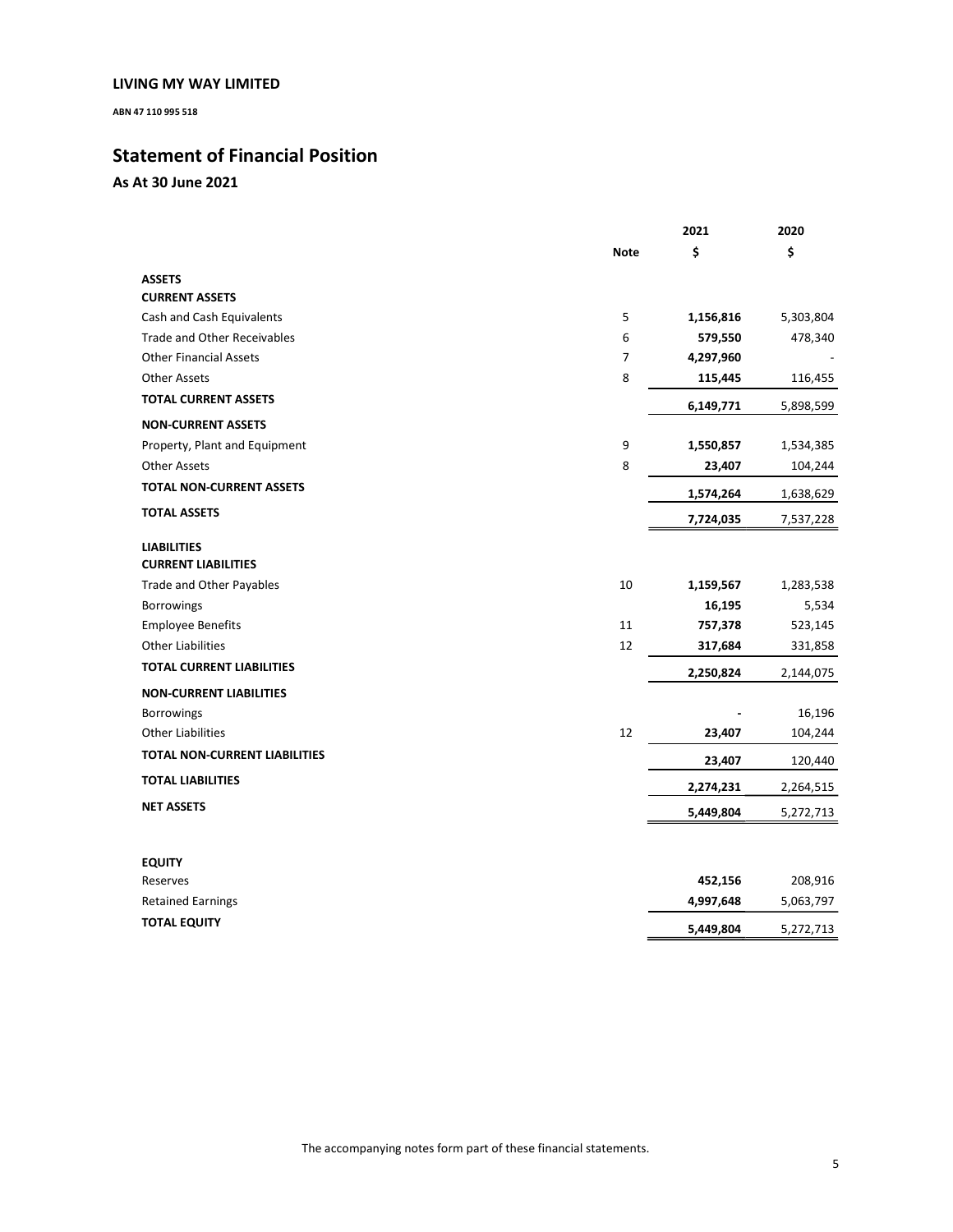**LIVING MY WAY LIMITED**

**ABN 47 110 995 518**

# Statement of Financial Position

## As At 30 June 2021

| | Note | 2021<br>$ | 2020<br>$ |
|---|---|---|---|
| **ASSETS** | | | |
| **CURRENT ASSETS** | | | |
| Cash and Cash Equivalents | 5 | **1,156,816** | 5,303,804 |
| Trade and Other Receivables | 6 | **579,550** | 478,340 |
| Other Financial Assets | 7 | **4,297,960** | - |
| Other Assets | 8 | **115,445** | 116,455 |
| **TOTAL CURRENT ASSETS** | | **6,149,771** | 5,898,599 |
| **NON-CURRENT ASSETS** | | | |
| Property, Plant and Equipment | 9 | **1,550,857** | 1,534,385 |
| Other Assets | 8 | **23,407** | 104,244 |
| **TOTAL NON-CURRENT ASSETS** | | **1,574,264** | 1,638,629 |
| **TOTAL ASSETS** | | **7,724,035** | 7,537,228 |
| **LIABILITIES** | | | |
| **CURRENT LIABILITIES** | | | |
| Trade and Other Payables | 10 | **1,159,567** | 1,283,538 |
| Borrowings | | **16,195** | 5,534 |
| Employee Benefits | 11 | **757,378** | 523,145 |
| Other Liabilities | 12 | **317,684** | 331,858 |
| **TOTAL CURRENT LIABILITIES** | | **2,250,824** | 2,144,075 |
| **NON-CURRENT LIABILITIES** | | | |
| Borrowings | | **-** | 16,196 |
| Other Liabilities | 12 | **23,407** | 104,244 |
| **TOTAL NON-CURRENT LIABILITIES** | | **23,407** | 120,440 |
| **TOTAL LIABILITIES** | | **2,274,231** | 2,264,515 |
| **NET ASSETS** | | **5,449,804** | 5,272,713 |
| | | | |
| **EQUITY** | | | |
| Reserves | | **452,156** | 208,916 |
| Retained Earnings | | **4,997,648** | 5,063,797 |
| **TOTAL EQUITY** | | **5,449,804** | 5,272,713 |

The accompanying notes form part of these financial statements.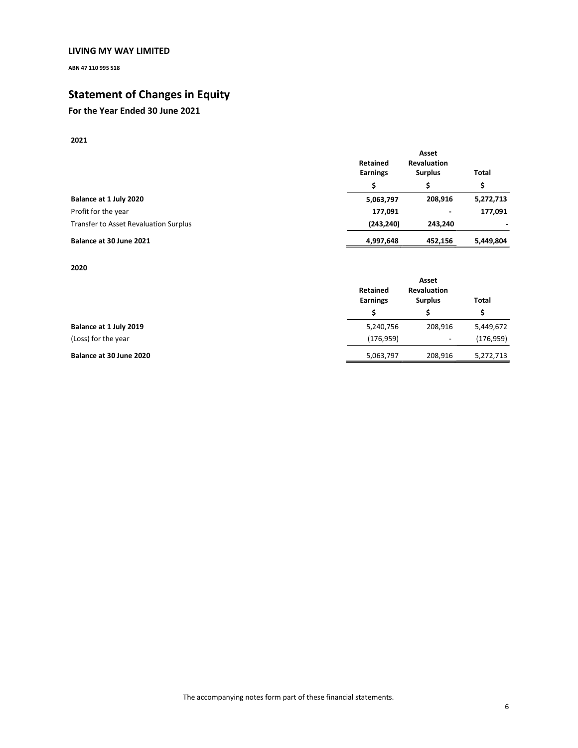**LIVING MY WAY LIMITED**

**ABN 47 110 995 518**

# Statement of Changes in Equity

## For the Year Ended 30 June 2021

**2021**

| | Retained Earnings | Asset Revaluation Surplus | Total |
|---|---|---|---|
| | $ | $ | $ |
| **Balance at 1 July 2020** | **5,063,797** | **208,916** | **5,272,713** |
| Profit for the year | **177,091** | **-** | **177,091** |
| Transfer to Asset Revaluation Surplus | **(243,240)** | **243,240** | **-** |
| **Balance at 30 June 2021** | **4,997,648** | **452,156** | **5,449,804** |

**2020**

| | Retained Earnings | Asset Revaluation Surplus | Total |
|---|---|---|---|
| | $ | $ | $ |
| **Balance at 1 July 2019** | 5,240,756 | 208,916 | 5,449,672 |
| (Loss) for the year | (176,959) | - | (176,959) |
| **Balance at 30 June 2020** | 5,063,797 | 208,916 | 5,272,713 |

The accompanying notes form part of these financial statements.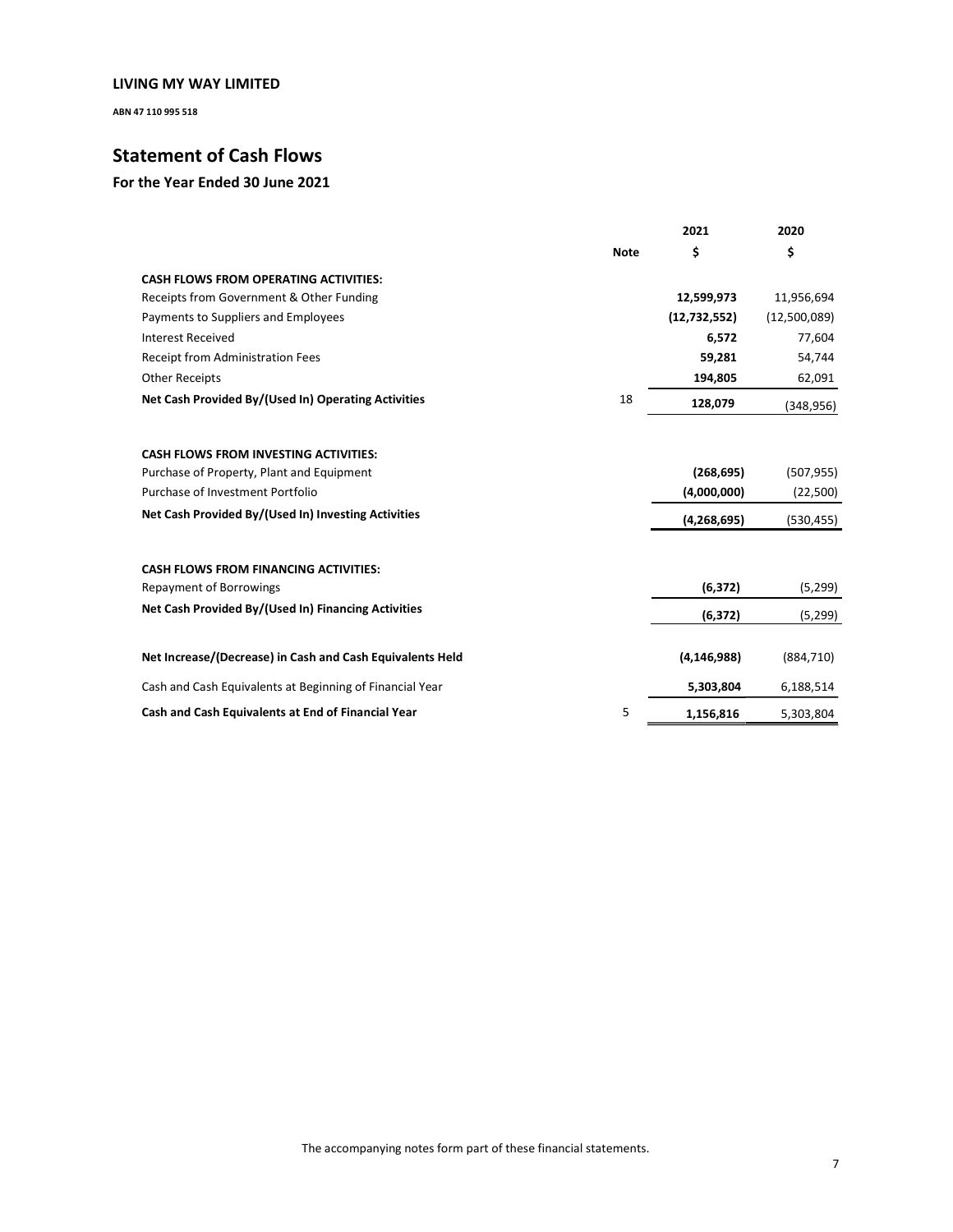**LIVING MY WAY LIMITED**

**ABN 47 110 995 518**

## Statement of Cash Flows

### For the Year Ended 30 June 2021

| | Note | 2021<br>$ | 2020<br>$ |
|---|---|---|---|
| **CASH FLOWS FROM OPERATING ACTIVITIES:** | | | |
| Receipts from Government & Other Funding | | **12,599,973** | 11,956,694 |
| Payments to Suppliers and Employees | | **(12,732,552)** | (12,500,089) |
| Interest Received | | **6,572** | 77,604 |
| Receipt from Administration Fees | | **59,281** | 54,744 |
| Other Receipts | | **194,805** | 62,091 |
| **Net Cash Provided By/(Used In) Operating Activities** | 18 | **128,079** | (348,956) |
| | | | |
| **CASH FLOWS FROM INVESTING ACTIVITIES:** | | | |
| Purchase of Property, Plant and Equipment | | **(268,695)** | (507,955) |
| Purchase of Investment Portfolio | | **(4,000,000)** | (22,500) |
| **Net Cash Provided By/(Used In) Investing Activities** | | **(4,268,695)** | (530,455) |
| | | | |
| **CASH FLOWS FROM FINANCING ACTIVITIES:** | | | |
| Repayment of Borrowings | | **(6,372)** | (5,299) |
| **Net Cash Provided By/(Used In) Financing Activities** | | **(6,372)** | (5,299) |
| | | | |
| **Net Increase/(Decrease) in Cash and Cash Equivalents Held** | | **(4,146,988)** | (884,710) |
| Cash and Cash Equivalents at Beginning of Financial Year | | **5,303,804** | 6,188,514 |
| **Cash and Cash Equivalents at End of Financial Year** | 5 | **1,156,816** | 5,303,804 |

The accompanying notes form part of these financial statements.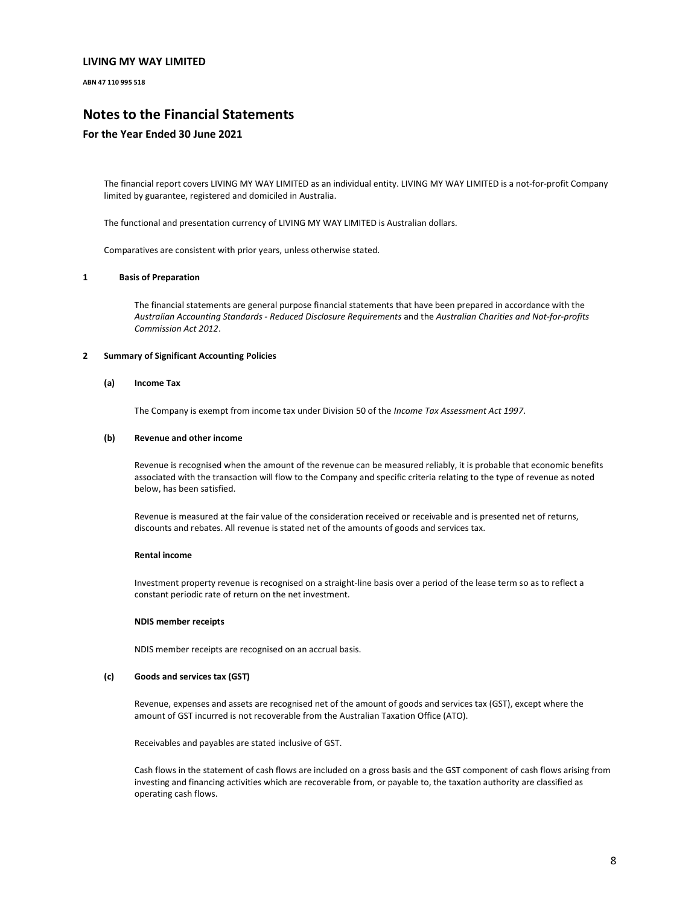**LIVING MY WAY LIMITED**

**ABN 47 110 995 518**

# Notes to the Financial Statements

## For the Year Ended 30 June 2021

The financial report covers LIVING MY WAY LIMITED as an individual entity. LIVING MY WAY LIMITED is a not-for-profit Company limited by guarantee, registered and domiciled in Australia.

The functional and presentation currency of LIVING MY WAY LIMITED is Australian dollars.

Comparatives are consistent with prior years, unless otherwise stated.

### 1 Basis of Preparation

The financial statements are general purpose financial statements that have been prepared in accordance with the *Australian Accounting Standards - Reduced Disclosure Requirements* and the *Australian Charities and Not-for-profits Commission Act 2012*.

### 2 Summary of Significant Accounting Policies

#### (a) Income Tax

The Company is exempt from income tax under Division 50 of the *Income Tax Assessment Act 1997*.

#### (b) Revenue and other income

Revenue is recognised when the amount of the revenue can be measured reliably, it is probable that economic benefits associated with the transaction will flow to the Company and specific criteria relating to the type of revenue as noted below, has been satisfied.

Revenue is measured at the fair value of the consideration received or receivable and is presented net of returns, discounts and rebates. All revenue is stated net of the amounts of goods and services tax.

**Rental income**

Investment property revenue is recognised on a straight-line basis over a period of the lease term so as to reflect a constant periodic rate of return on the net investment.

**NDIS member receipts**

NDIS member receipts are recognised on an accrual basis.

#### (c) Goods and services tax (GST)

Revenue, expenses and assets are recognised net of the amount of goods and services tax (GST), except where the amount of GST incurred is not recoverable from the Australian Taxation Office (ATO).

Receivables and payables are stated inclusive of GST.

Cash flows in the statement of cash flows are included on a gross basis and the GST component of cash flows arising from investing and financing activities which are recoverable from, or payable to, the taxation authority are classified as operating cash flows.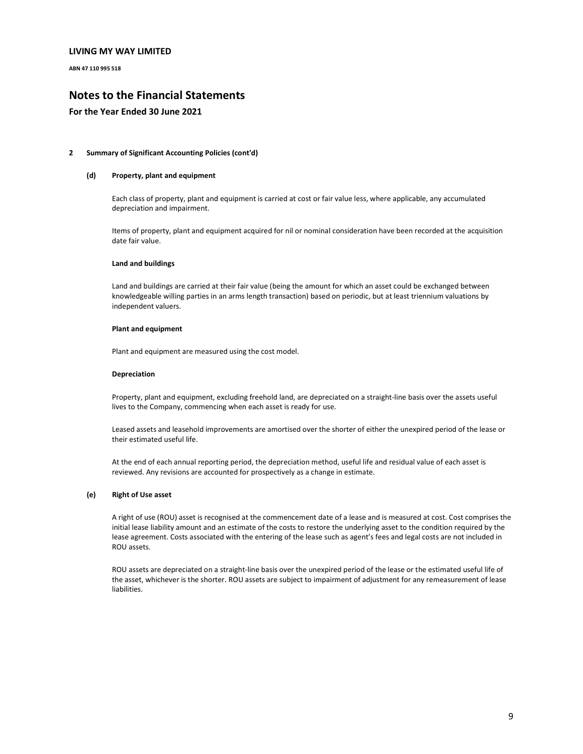## LIVING MY WAY LIMITED

**ABN 47 110 995 518**

# Notes to the Financial Statements

### For the Year Ended 30 June 2021

**2 Summary of Significant Accounting Policies (cont'd)**

**(d) Property, plant and equipment**

Each class of property, plant and equipment is carried at cost or fair value less, where applicable, any accumulated depreciation and impairment.

Items of property, plant and equipment acquired for nil or nominal consideration have been recorded at the acquisition date fair value.

**Land and buildings**

Land and buildings are carried at their fair value (being the amount for which an asset could be exchanged between knowledgeable willing parties in an arms length transaction) based on periodic, but at least triennium valuations by independent valuers.

**Plant and equipment**

Plant and equipment are measured using the cost model.

**Depreciation**

Property, plant and equipment, excluding freehold land, are depreciated on a straight-line basis over the assets useful lives to the Company, commencing when each asset is ready for use.

Leased assets and leasehold improvements are amortised over the shorter of either the unexpired period of the lease or their estimated useful life.

At the end of each annual reporting period, the depreciation method, useful life and residual value of each asset is reviewed. Any revisions are accounted for prospectively as a change in estimate.

**(e) Right of Use asset**

A right of use (ROU) asset is recognised at the commencement date of a lease and is measured at cost. Cost comprises the initial lease liability amount and an estimate of the costs to restore the underlying asset to the condition required by the lease agreement. Costs associated with the entering of the lease such as agent's fees and legal costs are not included in ROU assets.

ROU assets are depreciated on a straight-line basis over the unexpired period of the lease or the estimated useful life of the asset, whichever is the shorter. ROU assets are subject to impairment of adjustment for any remeasurement of lease liabilities.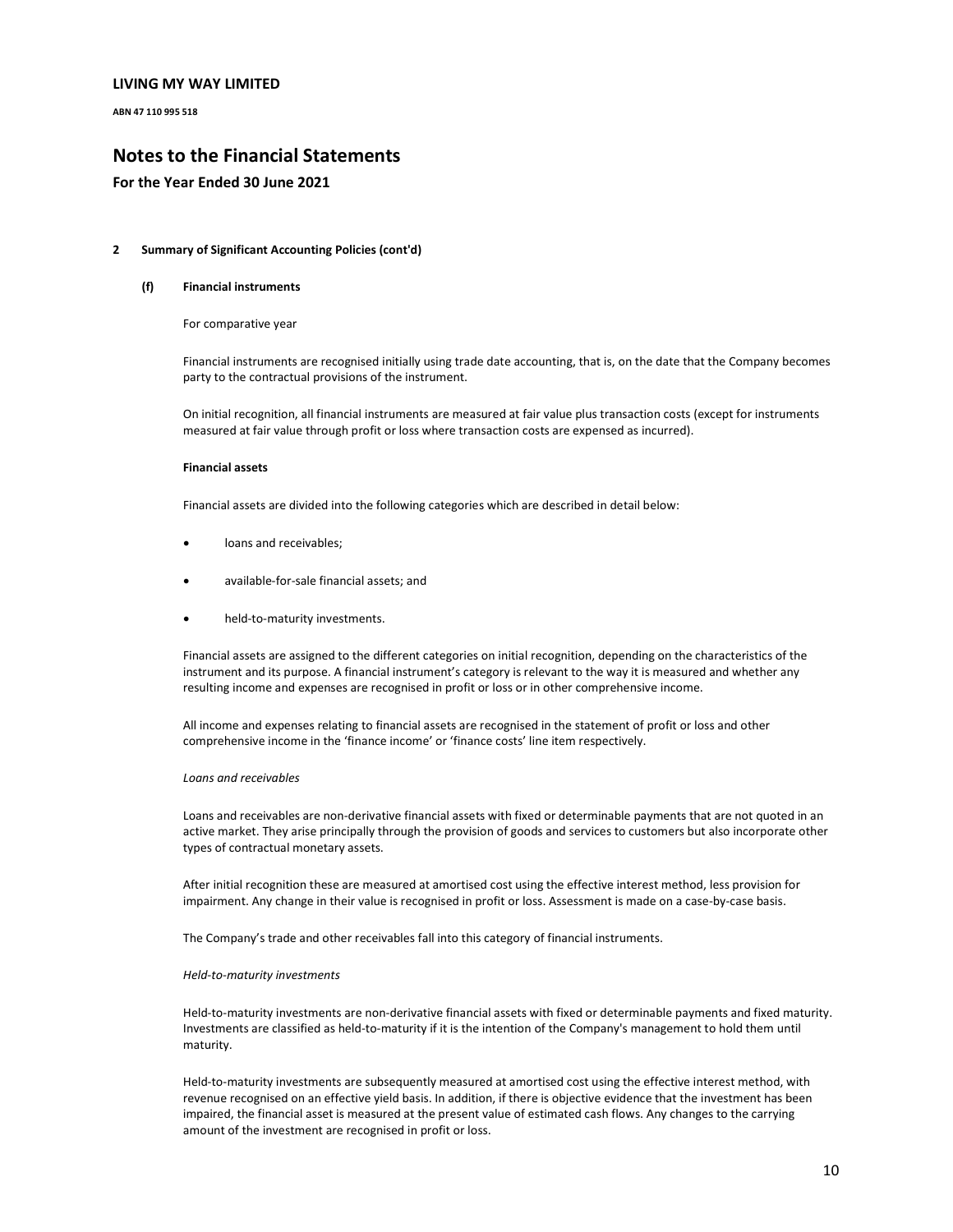## 2 Summary of Significant Accounting Policies (cont'd)

### (f) Financial instruments

For comparative year

Financial instruments are recognised initially using trade date accounting, that is, on the date that the Company becomes party to the contractual provisions of the instrument.

On initial recognition, all financial instruments are measured at fair value plus transaction costs (except for instruments measured at fair value through profit or loss where transaction costs are expensed as incurred).

**Financial assets**

Financial assets are divided into the following categories which are described in detail below:

- loans and receivables;
- available-for-sale financial assets; and
- held-to-maturity investments.

Financial assets are assigned to the different categories on initial recognition, depending on the characteristics of the instrument and its purpose. A financial instrument's category is relevant to the way it is measured and whether any resulting income and expenses are recognised in profit or loss or in other comprehensive income.

All income and expenses relating to financial assets are recognised in the statement of profit or loss and other comprehensive income in the 'finance income' or 'finance costs' line item respectively.

*Loans and receivables*

Loans and receivables are non-derivative financial assets with fixed or determinable payments that are not quoted in an active market. They arise principally through the provision of goods and services to customers but also incorporate other types of contractual monetary assets.

After initial recognition these are measured at amortised cost using the effective interest method, less provision for impairment. Any change in their value is recognised in profit or loss. Assessment is made on a case-by-case basis.

The Company's trade and other receivables fall into this category of financial instruments.

*Held-to-maturity investments*

Held-to-maturity investments are non-derivative financial assets with fixed or determinable payments and fixed maturity. Investments are classified as held-to-maturity if it is the intention of the Company's management to hold them until maturity.

Held-to-maturity investments are subsequently measured at amortised cost using the effective interest method, with revenue recognised on an effective yield basis. In addition, if there is objective evidence that the investment has been impaired, the financial asset is measured at the present value of estimated cash flows. Any changes to the carrying amount of the investment are recognised in profit or loss.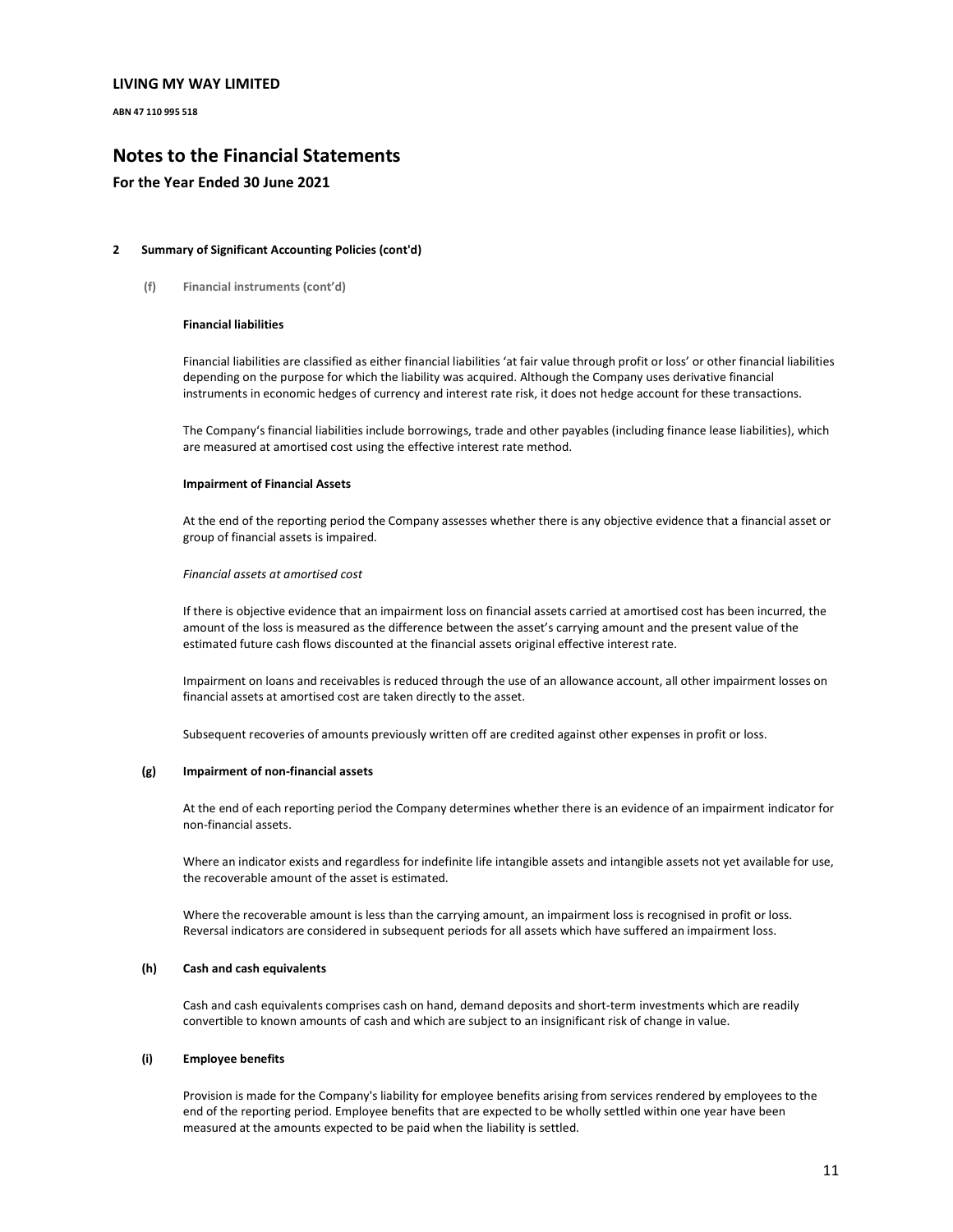**LIVING MY WAY LIMITED**

**ABN 47 110 995 518**

# Notes to the Financial Statements

## For the Year Ended 30 June 2021

**2 Summary of Significant Accounting Policies (cont'd)**

**(f) Financial instruments (cont'd)**

**Financial liabilities**

Financial liabilities are classified as either financial liabilities 'at fair value through profit or loss' or other financial liabilities depending on the purpose for which the liability was acquired. Although the Company uses derivative financial instruments in economic hedges of currency and interest rate risk, it does not hedge account for these transactions.

The Company's financial liabilities include borrowings, trade and other payables (including finance lease liabilities), which are measured at amortised cost using the effective interest rate method.

**Impairment of Financial Assets**

At the end of the reporting period the Company assesses whether there is any objective evidence that a financial asset or group of financial assets is impaired.

*Financial assets at amortised cost*

If there is objective evidence that an impairment loss on financial assets carried at amortised cost has been incurred, the amount of the loss is measured as the difference between the asset's carrying amount and the present value of the estimated future cash flows discounted at the financial assets original effective interest rate.

Impairment on loans and receivables is reduced through the use of an allowance account, all other impairment losses on financial assets at amortised cost are taken directly to the asset.

Subsequent recoveries of amounts previously written off are credited against other expenses in profit or loss.

**(g) Impairment of non-financial assets**

At the end of each reporting period the Company determines whether there is an evidence of an impairment indicator for non-financial assets.

Where an indicator exists and regardless for indefinite life intangible assets and intangible assets not yet available for use, the recoverable amount of the asset is estimated.

Where the recoverable amount is less than the carrying amount, an impairment loss is recognised in profit or loss. Reversal indicators are considered in subsequent periods for all assets which have suffered an impairment loss.

**(h) Cash and cash equivalents**

Cash and cash equivalents comprises cash on hand, demand deposits and short-term investments which are readily convertible to known amounts of cash and which are subject to an insignificant risk of change in value.

**(i) Employee benefits**

Provision is made for the Company's liability for employee benefits arising from services rendered by employees to the end of the reporting period. Employee benefits that are expected to be wholly settled within one year have been measured at the amounts expected to be paid when the liability is settled.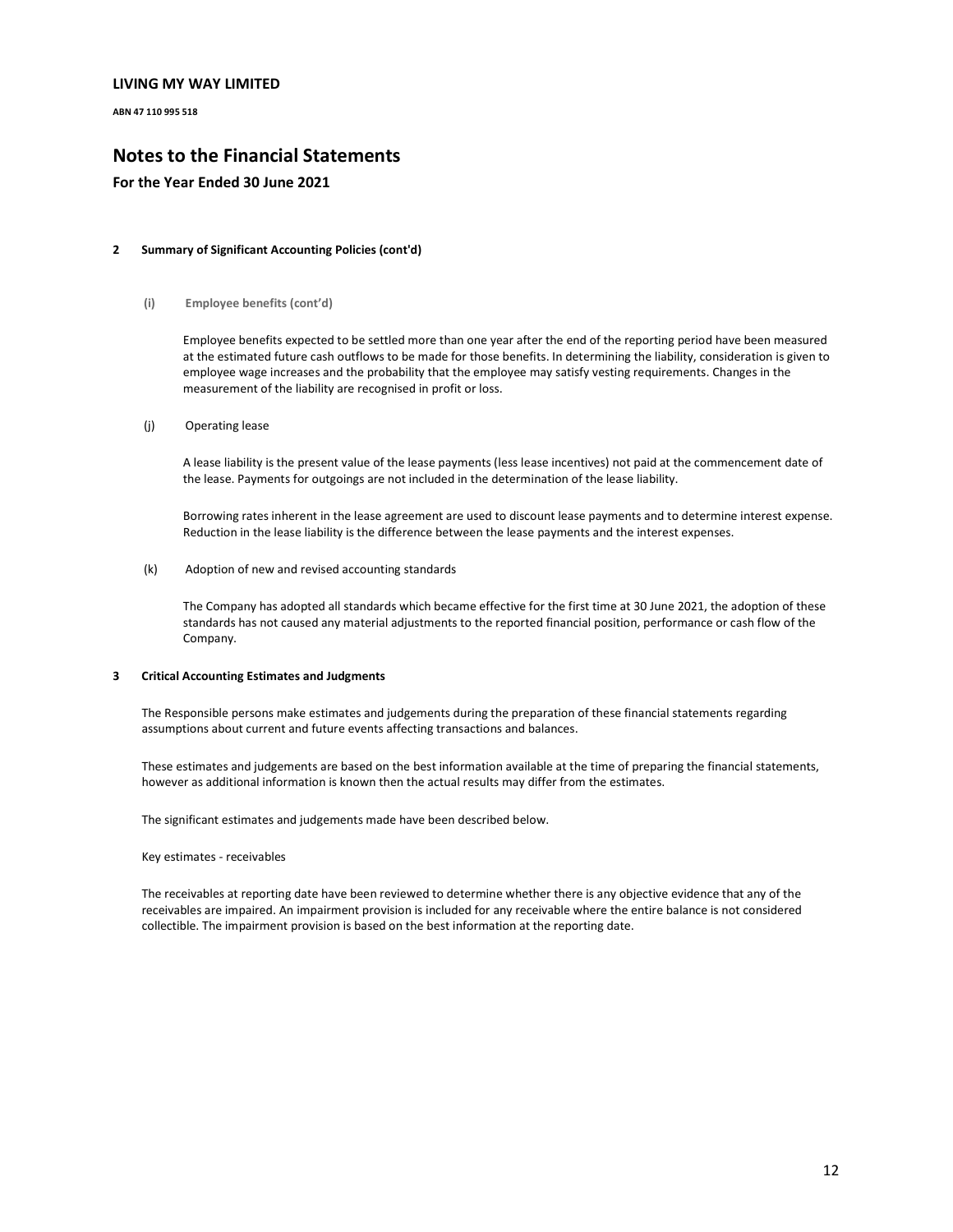**LIVING MY WAY LIMITED**

**ABN 47 110 995 518**

# Notes to the Financial Statements

## For the Year Ended 30 June 2021

**2 Summary of Significant Accounting Policies (cont'd)**

**(i) Employee benefits (cont'd)**

Employee benefits expected to be settled more than one year after the end of the reporting period have been measured at the estimated future cash outflows to be made for those benefits. In determining the liability, consideration is given to employee wage increases and the probability that the employee may satisfy vesting requirements. Changes in the measurement of the liability are recognised in profit or loss.

(j) Operating lease

A lease liability is the present value of the lease payments (less lease incentives) not paid at the commencement date of the lease. Payments for outgoings are not included in the determination of the lease liability.

Borrowing rates inherent in the lease agreement are used to discount lease payments and to determine interest expense. Reduction in the lease liability is the difference between the lease payments and the interest expenses.

(k) Adoption of new and revised accounting standards

The Company has adopted all standards which became effective for the first time at 30 June 2021, the adoption of these standards has not caused any material adjustments to the reported financial position, performance or cash flow of the Company.

**3 Critical Accounting Estimates and Judgments**

The Responsible persons make estimates and judgements during the preparation of these financial statements regarding assumptions about current and future events affecting transactions and balances.

These estimates and judgements are based on the best information available at the time of preparing the financial statements, however as additional information is known then the actual results may differ from the estimates.

The significant estimates and judgements made have been described below.

Key estimates - receivables

The receivables at reporting date have been reviewed to determine whether there is any objective evidence that any of the receivables are impaired. An impairment provision is included for any receivable where the entire balance is not considered collectible. The impairment provision is based on the best information at the reporting date.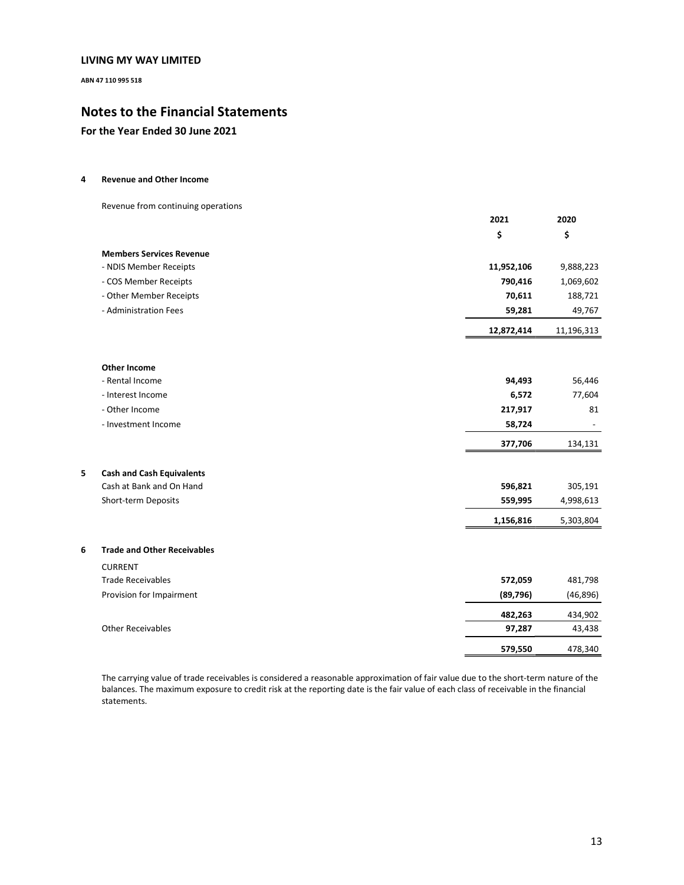**LIVING MY WAY LIMITED**

**ABN 47 110 995 518**

# Notes to the Financial Statements

### For the Year Ended 30 June 2021

## 4 Revenue and Other Income

Revenue from continuing operations

| | 2021 | 2020 |
|---|---|---|
| | $ | $ |
| **Members Services Revenue** | | |
| - NDIS Member Receipts | **11,952,106** | 9,888,223 |
| - COS Member Receipts | **790,416** | 1,069,602 |
| - Other Member Receipts | **70,611** | 188,721 |
| - Administration Fees | **59,281** | 49,767 |
| | **12,872,414** | 11,196,313 |
| **Other Income** | | |
| - Rental Income | **94,493** | 56,446 |
| - Interest Income | **6,572** | 77,604 |
| - Other Income | **217,917** | 81 |
| - Investment Income | **58,724** | - |
| | **377,706** | 134,131 |

## 5 Cash and Cash Equivalents

| | 2021 | 2020 |
|---|---|---|
| Cash at Bank and On Hand | **596,821** | 305,191 |
| Short-term Deposits | **559,995** | 4,998,613 |
| | **1,156,816** | 5,303,804 |

## 6 Trade and Other Receivables

| | 2021 | 2020 |
|---|---|---|
| CURRENT | | |
| Trade Receivables | **572,059** | 481,798 |
| Provision for Impairment | **(89,796)** | (46,896) |
| | **482,263** | 434,902 |
| Other Receivables | **97,287** | 43,438 |
| | **579,550** | 478,340 |

The carrying value of trade receivables is considered a reasonable approximation of fair value due to the short-term nature of the balances. The maximum exposure to credit risk at the reporting date is the fair value of each class of receivable in the financial statements.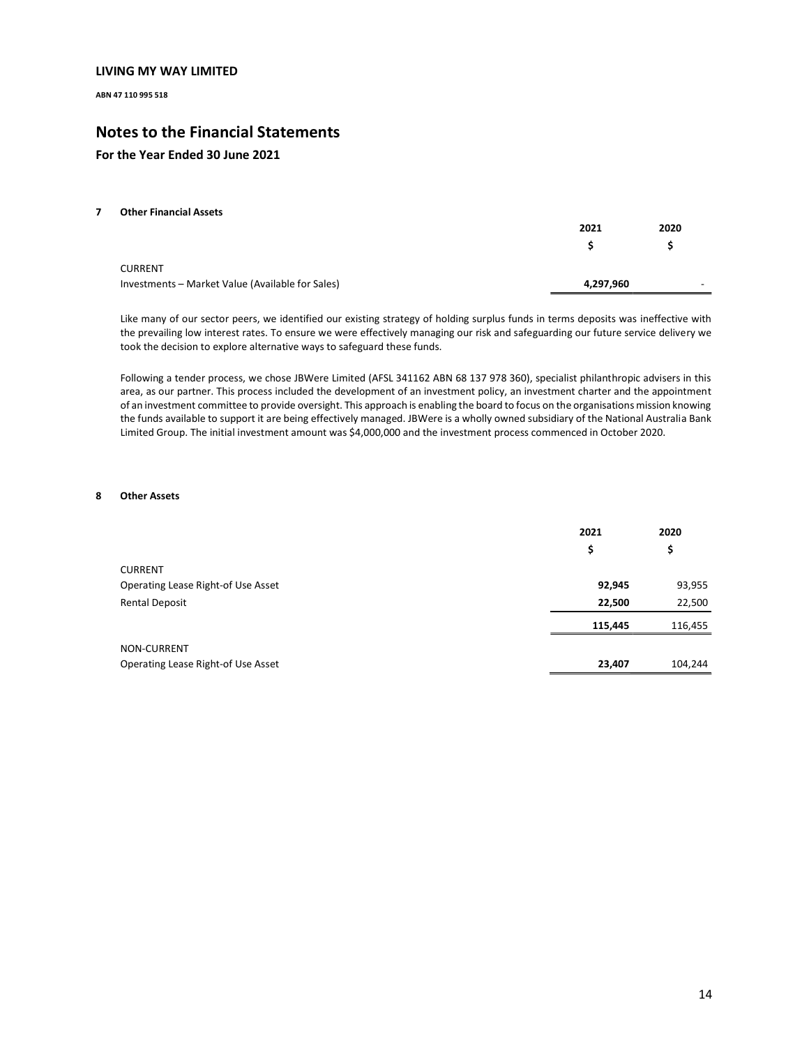**LIVING MY WAY LIMITED**

**ABN 47 110 995 518**

# Notes to the Financial Statements

### For the Year Ended 30 June 2021

#### 7 Other Financial Assets

| | 2021 | 2020 |
|---|---|---|
| | $ | $ |
| CURRENT | | |
| Investments – Market Value (Available for Sales) | **4,297,960** | - |

Like many of our sector peers, we identified our existing strategy of holding surplus funds in terms deposits was ineffective with the prevailing low interest rates. To ensure we were effectively managing our risk and safeguarding our future service delivery we took the decision to explore alternative ways to safeguard these funds.

Following a tender process, we chose JBWere Limited (AFSL 341162 ABN 68 137 978 360), specialist philanthropic advisers in this area, as our partner. This process included the development of an investment policy, an investment charter and the appointment of an investment committee to provide oversight. This approach is enabling the board to focus on the organisations mission knowing the funds available to support it are being effectively managed. JBWere is a wholly owned subsidiary of the National Australia Bank Limited Group. The initial investment amount was $4,000,000 and the investment process commenced in October 2020.

#### 8 Other Assets

| | 2021 | 2020 |
|---|---|---|
| | $ | $ |
| CURRENT | | |
| Operating Lease Right-of Use Asset | **92,945** | 93,955 |
| Rental Deposit | **22,500** | 22,500 |
| | **115,445** | 116,455 |
| NON-CURRENT | | |
| Operating Lease Right-of Use Asset | **23,407** | 104,244 |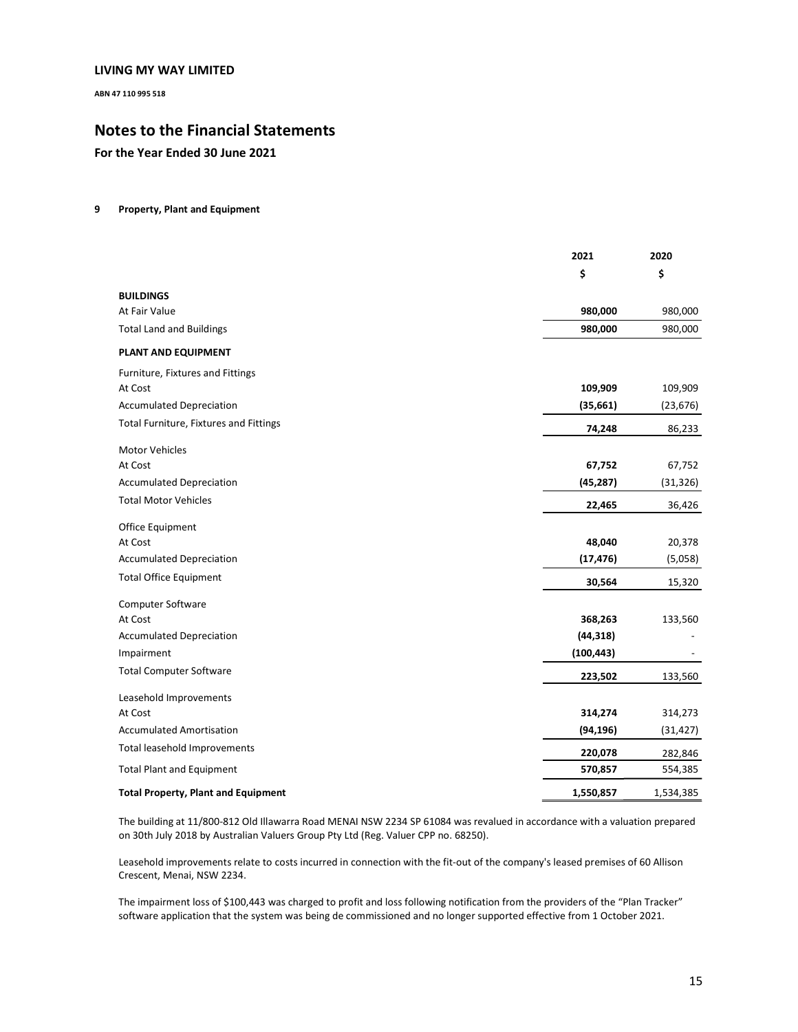**LIVING MY WAY LIMITED**

**ABN 47 110 995 518**

# Notes to the Financial Statements

**For the Year Ended 30 June 2021**

## 9 Property, Plant and Equipment

| | 2021 | 2020 |
|---|---|---|
| | $ | $ |
| **BUILDINGS** | | |
| At Fair Value | **980,000** | 980,000 |
| Total Land and Buildings | **980,000** | 980,000 |
| **PLANT AND EQUIPMENT** | | |
| Furniture, Fixtures and Fittings | | |
| At Cost | **109,909** | 109,909 |
| Accumulated Depreciation | **(35,661)** | (23,676) |
| Total Furniture, Fixtures and Fittings | **74,248** | 86,233 |
| Motor Vehicles | | |
| At Cost | **67,752** | 67,752 |
| Accumulated Depreciation | **(45,287)** | (31,326) |
| Total Motor Vehicles | **22,465** | 36,426 |
| Office Equipment | | |
| At Cost | **48,040** | 20,378 |
| Accumulated Depreciation | **(17,476)** | (5,058) |
| Total Office Equipment | **30,564** | 15,320 |
| Computer Software | | |
| At Cost | **368,263** | 133,560 |
| Accumulated Depreciation | **(44,318)** | - |
| Impairment | **(100,443)** | - |
| Total Computer Software | **223,502** | 133,560 |
| Leasehold Improvements | | |
| At Cost | **314,274** | 314,273 |
| Accumulated Amortisation | **(94,196)** | (31,427) |
| Total leasehold Improvements | **220,078** | 282,846 |
| Total Plant and Equipment | **570,857** | 554,385 |
| **Total Property, Plant and Equipment** | **1,550,857** | 1,534,385 |

The building at 11/800-812 Old Illawarra Road MENAI NSW 2234 SP 61084 was revalued in accordance with a valuation prepared on 30th July 2018 by Australian Valuers Group Pty Ltd (Reg. Valuer CPP no. 68250).

Leasehold improvements relate to costs incurred in connection with the fit-out of the company's leased premises of 60 Allison Crescent, Menai, NSW 2234.

The impairment loss of $100,443 was charged to profit and loss following notification from the providers of the "Plan Tracker" software application that the system was being de commissioned and no longer supported effective from 1 October 2021.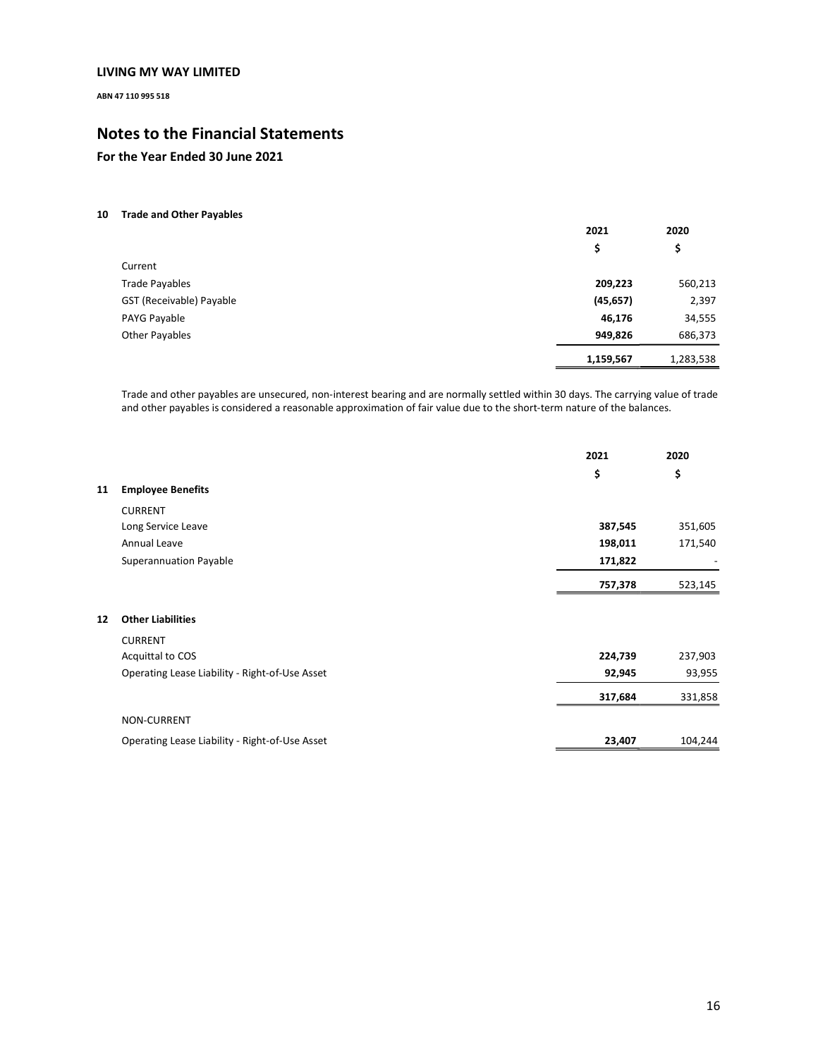**LIVING MY WAY LIMITED**

**ABN 47 110 995 518**

# Notes to the Financial Statements

## For the Year Ended 30 June 2021

### 10 Trade and Other Payables

| | 2021 | 2020 |
|---|---|---|
| | $ | $ |
| Current | | |
| Trade Payables | **209,223** | 560,213 |
| GST (Receivable) Payable | **(45,657)** | 2,397 |
| PAYG Payable | **46,176** | 34,555 |
| Other Payables | **949,826** | 686,373 |
| | **1,159,567** | 1,283,538 |

Trade and other payables are unsecured, non-interest bearing and are normally settled within 30 days. The carrying value of trade and other payables is considered a reasonable approximation of fair value due to the short-term nature of the balances.

| | 2021 | 2020 |
|---|---|---|
| | $ | $ |
| **11 Employee Benefits** | | |
| CURRENT | | |
| Long Service Leave | **387,545** | 351,605 |
| Annual Leave | **198,011** | 171,540 |
| Superannuation Payable | **171,822** | - |
| | **757,378** | 523,145 |
| **12 Other Liabilities** | | |
| CURRENT | | |
| Acquittal to COS | **224,739** | 237,903 |
| Operating Lease Liability - Right-of-Use Asset | **92,945** | 93,955 |
| | **317,684** | 331,858 |
| NON-CURRENT | | |
| Operating Lease Liability - Right-of-Use Asset | **23,407** | 104,244 |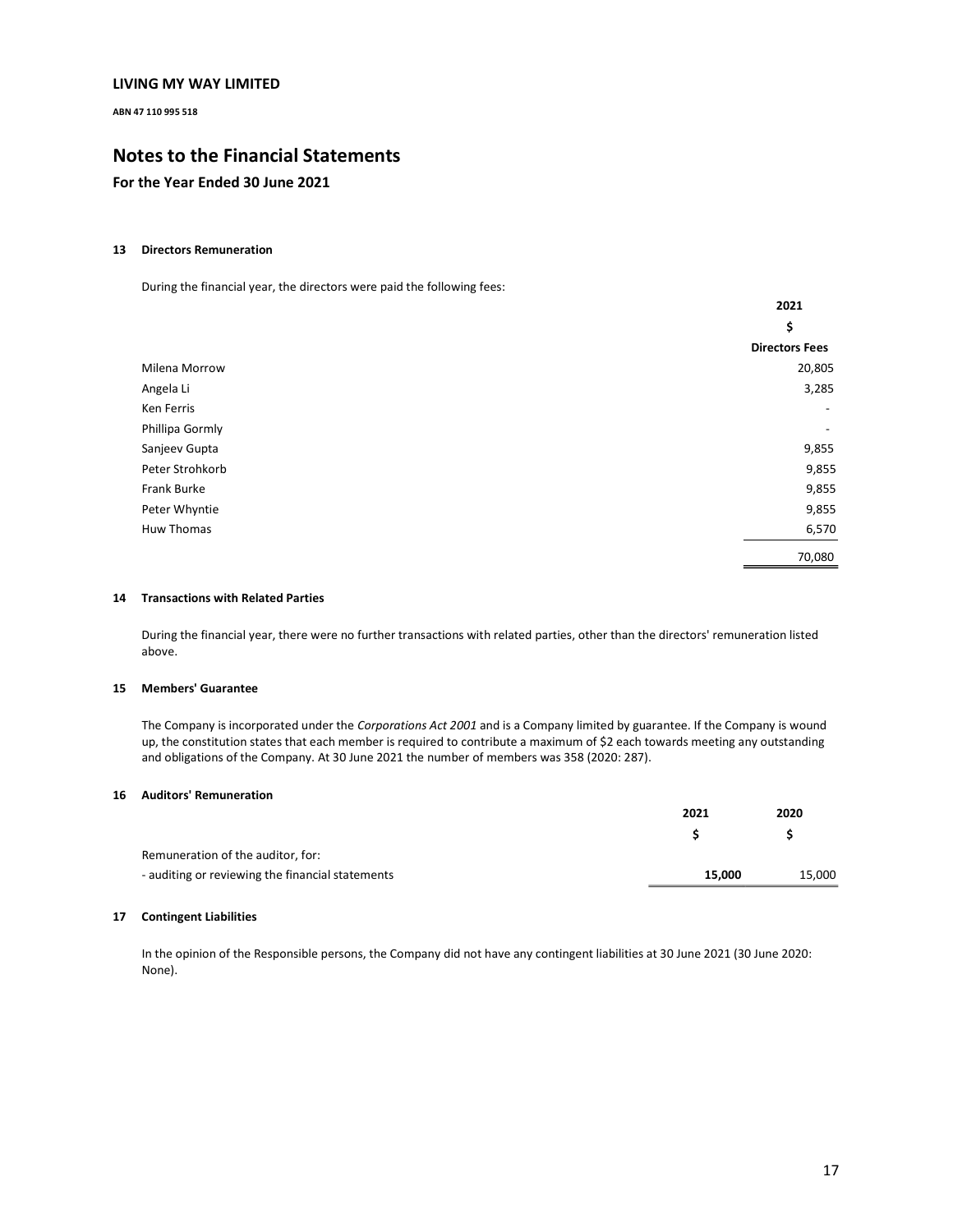**LIVING MY WAY LIMITED**

**ABN 47 110 995 518**

# Notes to the Financial Statements

## For the Year Ended 30 June 2021

### 13 Directors Remuneration

During the financial year, the directors were paid the following fees:

| | 2021 |
|---|---|
| | $ |
| | Directors Fees |
| Milena Morrow | 20,805 |
| Angela Li | 3,285 |
| Ken Ferris | - |
| Phillipa Gormly | - |
| Sanjeev Gupta | 9,855 |
| Peter Strohkorb | 9,855 |
| Frank Burke | 9,855 |
| Peter Whyntie | 9,855 |
| Huw Thomas | 6,570 |
| | 70,080 |

### 14 Transactions with Related Parties

During the financial year, there were no further transactions with related parties, other than the directors' remuneration listed above.

### 15 Members' Guarantee

The Company is incorporated under the *Corporations Act 2001* and is a Company limited by guarantee. If the Company is wound up, the constitution states that each member is required to contribute a maximum of $2 each towards meeting any outstanding and obligations of the Company. At 30 June 2021 the number of members was 358 (2020: 287).

### 16 Auditors' Remuneration

| | 2021 | 2020 |
|---|---|---|
| | $ | $ |
| Remuneration of the auditor, for: | | |
| - auditing or reviewing the financial statements | **15,000** | 15,000 |

### 17 Contingent Liabilities

In the opinion of the Responsible persons, the Company did not have any contingent liabilities at 30 June 2021 (30 June 2020: None).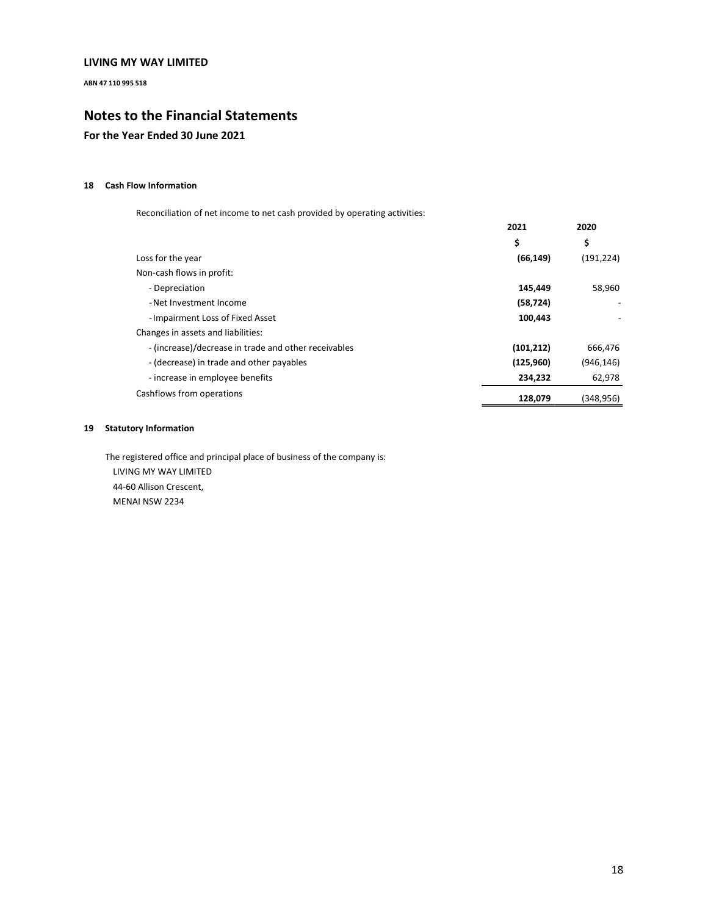**LIVING MY WAY LIMITED**

**ABN 47 110 995 518**

# Notes to the Financial Statements

## For the Year Ended 30 June 2021

### 18 Cash Flow Information

Reconciliation of net income to net cash provided by operating activities:

| | 2021 | 2020 |
|---|---|---|
| | $ | $ |
| Loss for the year | **(66,149)** | (191,224) |
| Non-cash flows in profit: | | |
| - Depreciation | **145,449** | 58,960 |
| - Net Investment Income | **(58,724)** | - |
| - Impairment Loss of Fixed Asset | **100,443** | - |
| Changes in assets and liabilities: | | |
| - (increase)/decrease in trade and other receivables | **(101,212)** | 666,476 |
| - (decrease) in trade and other payables | **(125,960)** | (946,146) |
| - increase in employee benefits | **234,232** | 62,978 |
| Cashflows from operations | **128,079** | (348,956) |

### 19 Statutory Information

The registered office and principal place of business of the company is:

LIVING MY WAY LIMITED
44-60 Allison Crescent,
MENAI NSW 2234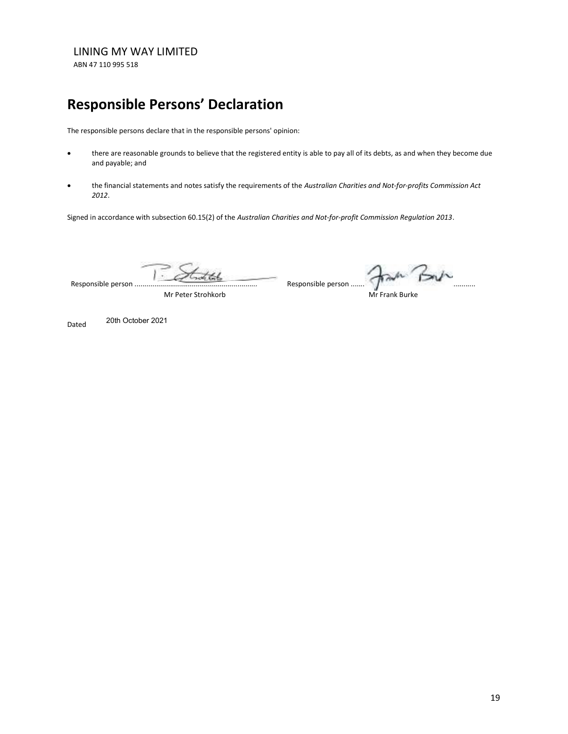LINING MY WAY LIMITED

ABN 47 110 995 518

# Responsible Persons' Declaration

The responsible persons declare that in the responsible persons' opinion:

- there are reasonable grounds to believe that the registered entity is able to pay all of its debts, as and when they become due and payable; and
- the financial statements and notes satisfy the requirements of the *Australian Charities and Not-for-profits Commission Act 2012*.

Signed in accordance with subsection 60.15(2) of the *Australian Charities and Not-for-profit Commission Regulation 2013*.

Responsible person ............................................................ 
Mr Peter Strohkorb

Responsible person ............................................................ 
Mr Frank Burke

Dated 20th October 2021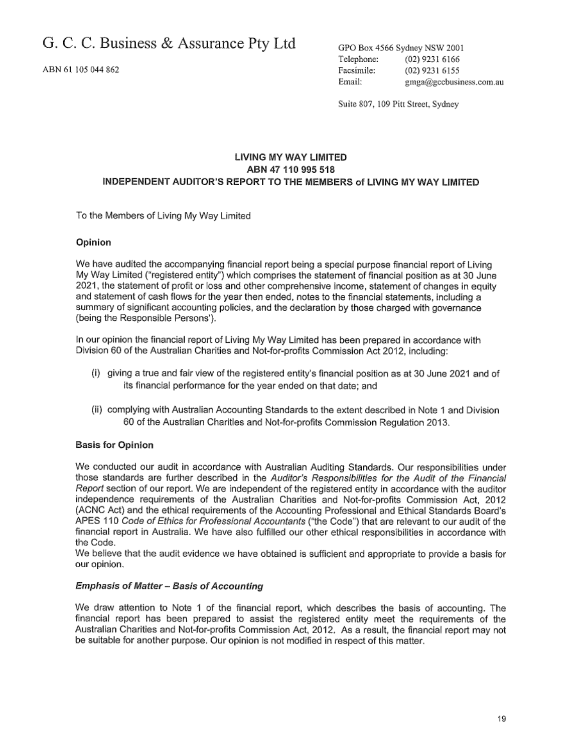# G. C. C. Business & Assurance Pty Ltd

ABN 61 105 044 862

GPO Box 4566 Sydney NSW 2001
Telephone: (02) 9231 6166
Facsimile: (02) 9231 6155
Email: gmga@gccbusiness.com.au

Suite 807, 109 Pitt Street, Sydney

**LIVING MY WAY LIMITED**
**ABN 47 110 995 518**
**INDEPENDENT AUDITOR'S REPORT TO THE MEMBERS of LIVING MY WAY LIMITED**

To the Members of Living My Way Limited

### Opinion

We have audited the accompanying financial report being a special purpose financial report of Living My Way Limited ("registered entity") which comprises the statement of financial position as at 30 June 2021, the statement of profit or loss and other comprehensive income, statement of changes in equity and statement of cash flows for the year then ended, notes to the financial statements, including a summary of significant accounting policies, and the declaration by those charged with governance (being the Responsible Persons').

In our opinion the financial report of Living My Way Limited has been prepared in accordance with Division 60 of the Australian Charities and Not-for-profits Commission Act 2012, including:

(i) giving a true and fair view of the registered entity's financial position as at 30 June 2021 and of its financial performance for the year ended on that date; and

(ii) complying with Australian Accounting Standards to the extent described in Note 1 and Division 60 of the Australian Charities and Not-for-profits Commission Regulation 2013.

### Basis for Opinion

We conducted our audit in accordance with Australian Auditing Standards. Our responsibilities under those standards are further described in the *Auditor's Responsibilities for the Audit of the Financial Report* section of our report. We are independent of the registered entity in accordance with the auditor independence requirements of the Australian Charities and Not-for-profits Commission Act, 2012 (ACNC Act) and the ethical requirements of the Accounting Professional and Ethical Standards Board's APES 110 *Code of Ethics for Professional Accountants* ("the Code") that are relevant to our audit of the financial report in Australia. We have also fulfilled our other ethical responsibilities in accordance with the Code.
We believe that the audit evidence we have obtained is sufficient and appropriate to provide a basis for our opinion.

### *Emphasis of Matter – Basis of Accounting*

We draw attention to Note 1 of the financial report, which describes the basis of accounting. The financial report has been prepared to assist the registered entity meet the requirements of the Australian Charities and Not-for-profits Commission Act, 2012. As a result, the financial report may not be suitable for another purpose. Our opinion is not modified in respect of this matter.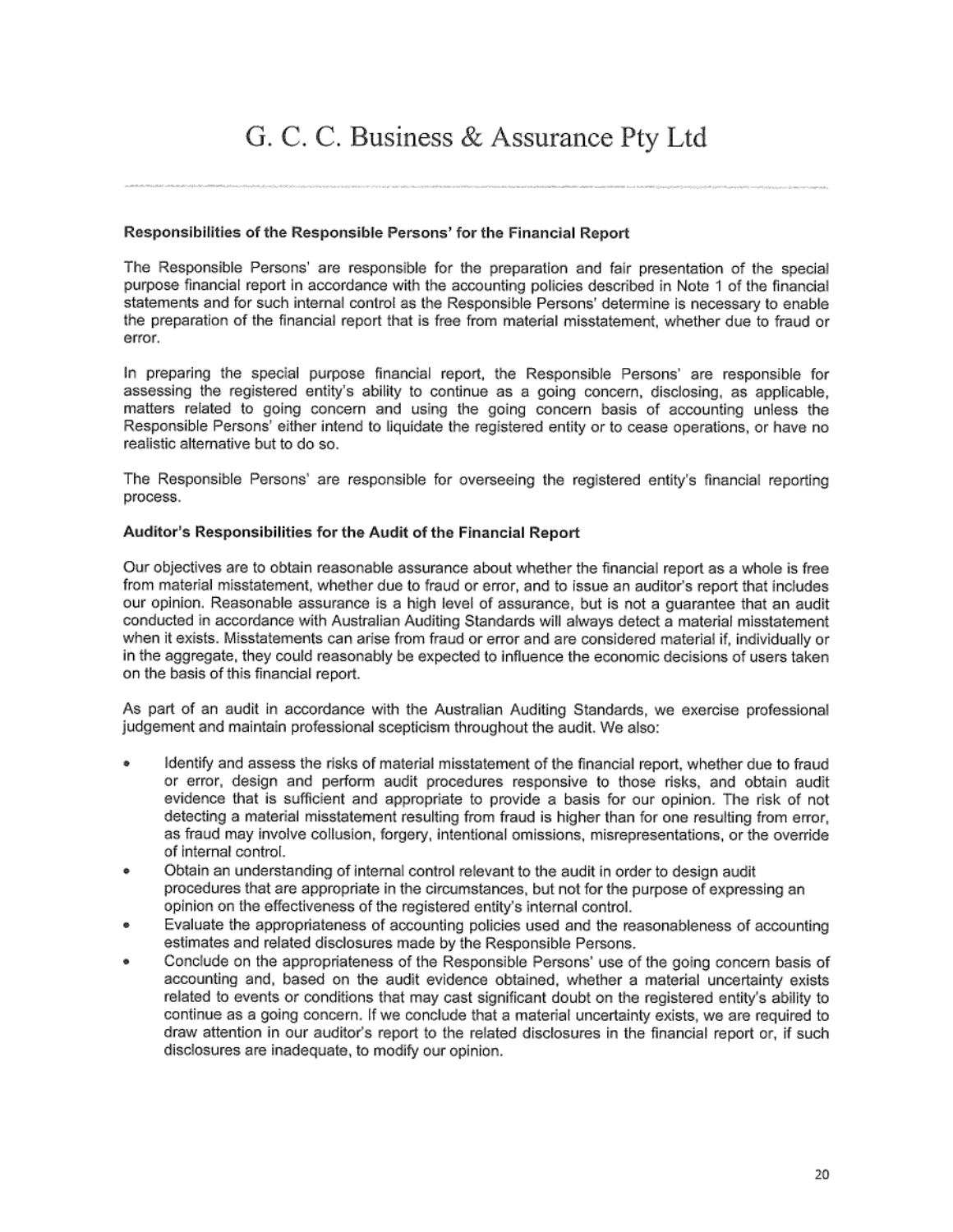# G. C. C. Business & Assurance Pty Ltd

**Responsibilities of the Responsible Persons' for the Financial Report**

The Responsible Persons' are responsible for the preparation and fair presentation of the special purpose financial report in accordance with the accounting policies described in Note 1 of the financial statements and for such internal control as the Responsible Persons' determine is necessary to enable the preparation of the financial report that is free from material misstatement, whether due to fraud or error.

In preparing the special purpose financial report, the Responsible Persons' are responsible for assessing the registered entity's ability to continue as a going concern, disclosing, as applicable, matters related to going concern and using the going concern basis of accounting unless the Responsible Persons' either intend to liquidate the registered entity or to cease operations, or have no realistic alternative but to do so.

The Responsible Persons' are responsible for overseeing the registered entity's financial reporting process.

**Auditor's Responsibilities for the Audit of the Financial Report**

Our objectives are to obtain reasonable assurance about whether the financial report as a whole is free from material misstatement, whether due to fraud or error, and to issue an auditor's report that includes our opinion. Reasonable assurance is a high level of assurance, but is not a guarantee that an audit conducted in accordance with Australian Auditing Standards will always detect a material misstatement when it exists. Misstatements can arise from fraud or error and are considered material if, individually or in the aggregate, they could reasonably be expected to influence the economic decisions of users taken on the basis of this financial report.

As part of an audit in accordance with the Australian Auditing Standards, we exercise professional judgement and maintain professional scepticism throughout the audit. We also:

- Identify and assess the risks of material misstatement of the financial report, whether due to fraud or error, design and perform audit procedures responsive to those risks, and obtain audit evidence that is sufficient and appropriate to provide a basis for our opinion. The risk of not detecting a material misstatement resulting from fraud is higher than for one resulting from error, as fraud may involve collusion, forgery, intentional omissions, misrepresentations, or the override of internal control.
- Obtain an understanding of internal control relevant to the audit in order to design audit procedures that are appropriate in the circumstances, but not for the purpose of expressing an opinion on the effectiveness of the registered entity's internal control.
- Evaluate the appropriateness of accounting policies used and the reasonableness of accounting estimates and related disclosures made by the Responsible Persons.
- Conclude on the appropriateness of the Responsible Persons' use of the going concern basis of accounting and, based on the audit evidence obtained, whether a material uncertainty exists related to events or conditions that may cast significant doubt on the registered entity's ability to continue as a going concern. If we conclude that a material uncertainty exists, we are required to draw attention in our auditor's report to the related disclosures in the financial report or, if such disclosures are inadequate, to modify our opinion.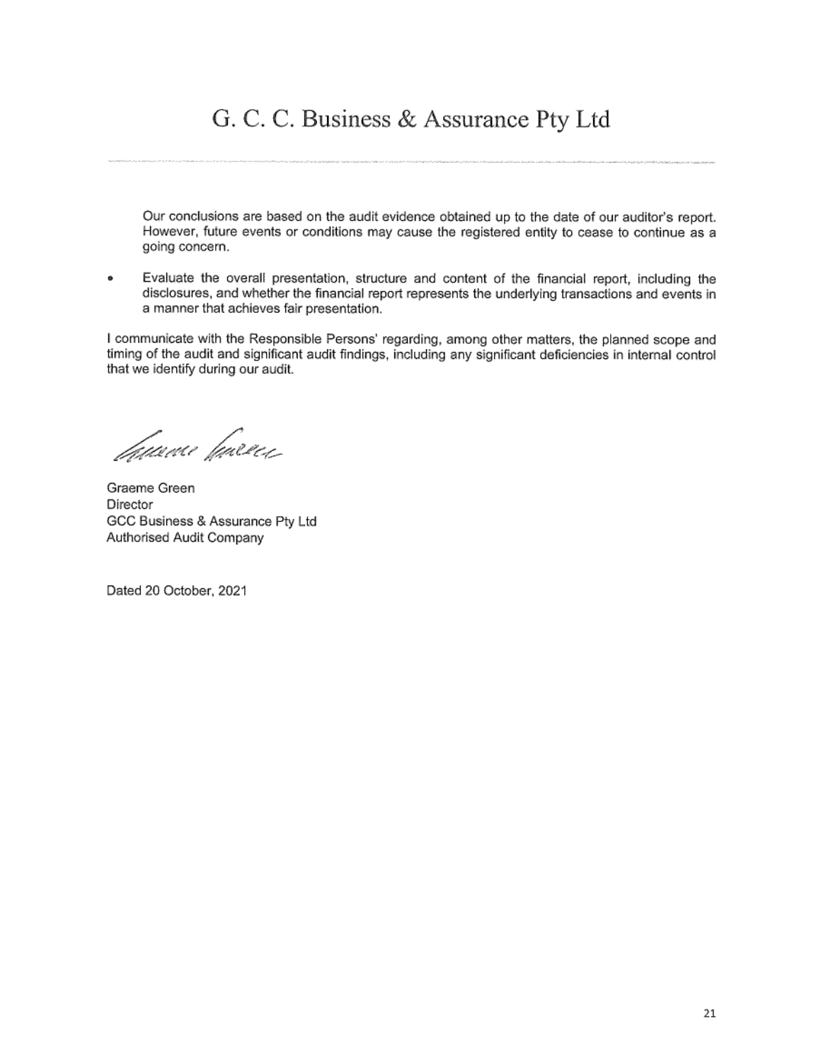# G. C. C. Business & Assurance Pty Ltd

Our conclusions are based on the audit evidence obtained up to the date of our auditor's report. However, future events or conditions may cause the registered entity to cease to continue as a going concern.

- Evaluate the overall presentation, structure and content of the financial report, including the disclosures, and whether the financial report represents the underlying transactions and events in a manner that achieves fair presentation.

I communicate with the Responsible Persons' regarding, among other matters, the planned scope and timing of the audit and significant audit findings, including any significant deficiencies in internal control that we identify during our audit.

Graeme Green
Director
GCC Business & Assurance Pty Ltd
Authorised Audit Company

Dated 20 October, 2021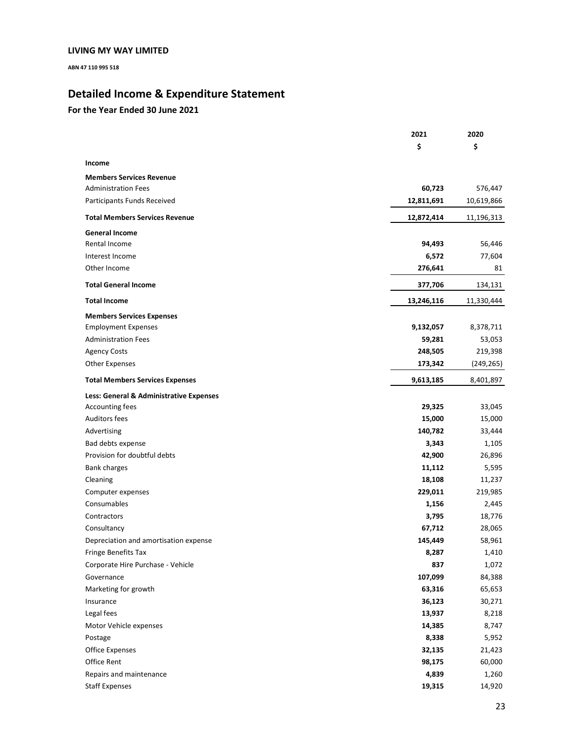**LIVING MY WAY LIMITED**

**ABN 47 110 995 518**

# Detailed Income & Expenditure Statement

## For the Year Ended 30 June 2021

| | 2021 | 2020 |
|---|---|---|
| | $ | $ |
| **Income** | | |
| **Members Services Revenue** | | |
| Administration Fees | **60,723** | 576,447 |
| Participants Funds Received | **12,811,691** | 10,619,866 |
| **Total Members Services Revenue** | **12,872,414** | 11,196,313 |
| **General Income** | | |
| Rental Income | **94,493** | 56,446 |
| Interest Income | **6,572** | 77,604 |
| Other Income | **276,641** | 81 |
| **Total General Income** | **377,706** | 134,131 |
| **Total Income** | **13,246,116** | 11,330,444 |
| **Members Services Expenses** | | |
| Employment Expenses | **9,132,057** | 8,378,711 |
| Administration Fees | **59,281** | 53,053 |
| Agency Costs | **248,505** | 219,398 |
| Other Expenses | **173,342** | (249,265) |
| **Total Members Services Expenses** | **9,613,185** | 8,401,897 |
| **Less: General & Administrative Expenses** | | |
| Accounting fees | **29,325** | 33,045 |
| Auditors fees | **15,000** | 15,000 |
| Advertising | **140,782** | 33,444 |
| Bad debts expense | **3,343** | 1,105 |
| Provision for doubtful debts | **42,900** | 26,896 |
| Bank charges | **11,112** | 5,595 |
| Cleaning | **18,108** | 11,237 |
| Computer expenses | **229,011** | 219,985 |
| Consumables | **1,156** | 2,445 |
| Contractors | **3,795** | 18,776 |
| Consultancy | **67,712** | 28,065 |
| Depreciation and amortisation expense | **145,449** | 58,961 |
| Fringe Benefits Tax | **8,287** | 1,410 |
| Corporate Hire Purchase - Vehicle | **837** | 1,072 |
| Governance | **107,099** | 84,388 |
| Marketing for growth | **63,316** | 65,653 |
| Insurance | **36,123** | 30,271 |
| Legal fees | **13,937** | 8,218 |
| Motor Vehicle expenses | **14,385** | 8,747 |
| Postage | **8,338** | 5,952 |
| Office Expenses | **32,135** | 21,423 |
| Office Rent | **98,175** | 60,000 |
| Repairs and maintenance | **4,839** | 1,260 |
| Staff Expenses | **19,315** | 14,920 |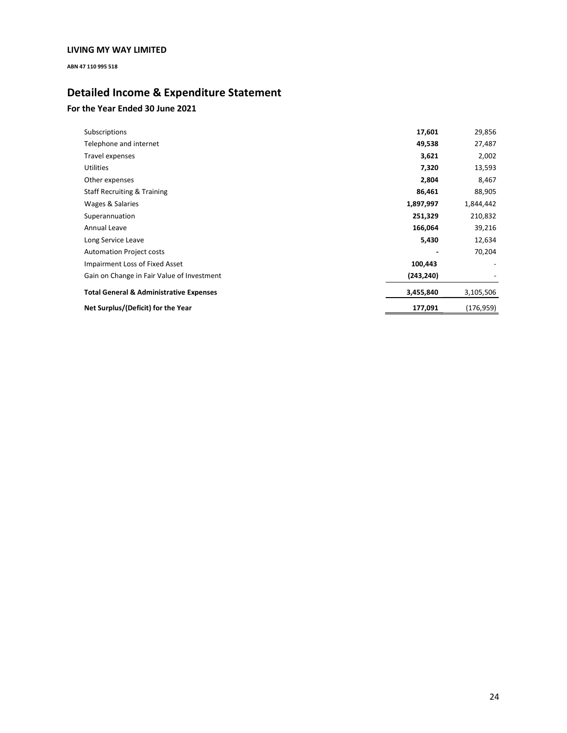**LIVING MY WAY LIMITED**

**ABN 47 110 995 518**

# Detailed Income & Expenditure Statement

## For the Year Ended 30 June 2021

| | | |
|---|---|---|
| Subscriptions | **17,601** | 29,856 |
| Telephone and internet | **49,538** | 27,487 |
| Travel expenses | **3,621** | 2,002 |
| Utilities | **7,320** | 13,593 |
| Other expenses | **2,804** | 8,467 |
| Staff Recruiting & Training | **86,461** | 88,905 |
| Wages & Salaries | **1,897,997** | 1,844,442 |
| Superannuation | **251,329** | 210,832 |
| Annual Leave | **166,064** | 39,216 |
| Long Service Leave | **5,430** | 12,634 |
| Automation Project costs | **-** | 70,204 |
| Impairment Loss of Fixed Asset | **100,443** | - |
| Gain on Change in Fair Value of Investment | **(243,240)** | - |
| **Total General & Administrative Expenses** | **3,455,840** | 3,105,506 |
| **Net Surplus/(Deficit) for the Year** | **177,091** | (176,959) |